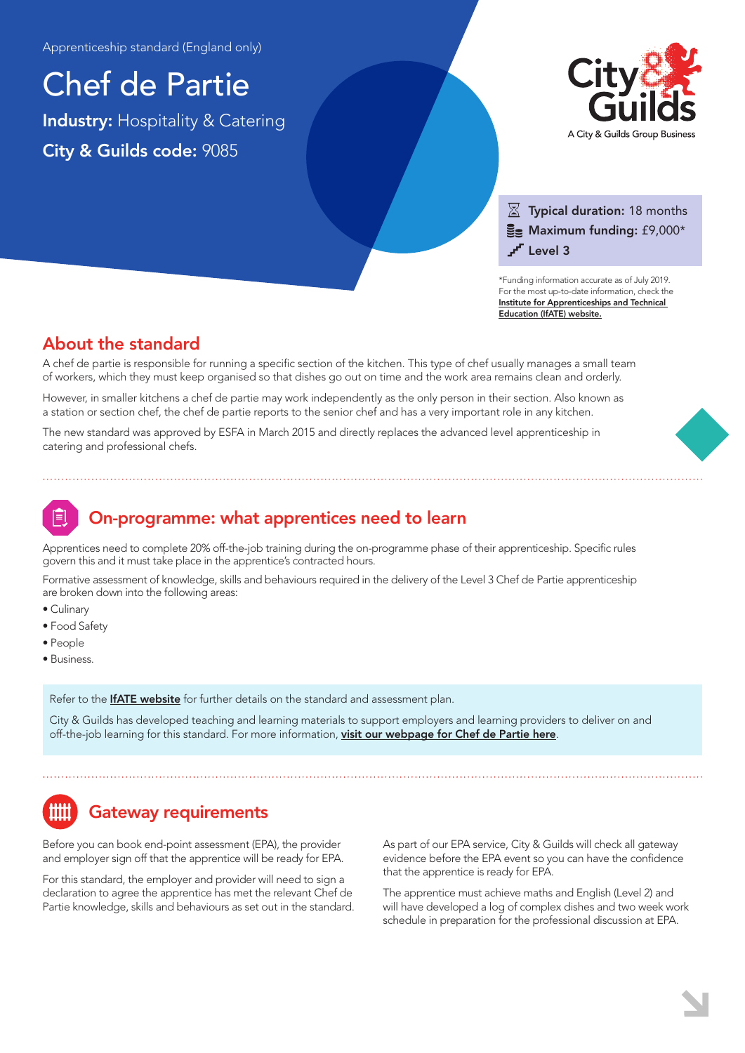Apprenticeship standard (England only)

# Chef de Partie

**Industry:** Hospitality & Catering

**City & Guilds code:** 9085

A City & Guilds Group Business

**Typical duration:** 18 months
**Maximum funding:** £9,000*
**Level 3**

*Funding information accurate as of July 2019. For the most up-to-date information, check the **Institute for Apprenticeships and Technical Education (IfATE) website.**

## About the standard

A chef de partie is responsible for running a specific section of the kitchen. This type of chef usually manages a small team of workers, which they must keep organised so that dishes go out on time and the work area remains clean and orderly.

However, in smaller kitchens a chef de partie may work independently as the only person in their section. Also known as a station or section chef, the chef de partie reports to the senior chef and has a very important role in any kitchen.

The new standard was approved by ESFA in March 2015 and directly replaces the advanced level apprenticeship in catering and professional chefs.

## On-programme: what apprentices need to learn

Apprentices need to complete 20% off-the-job training during the on-programme phase of their apprenticeship. Specific rules govern this and it must take place in the apprentice's contracted hours.

Formative assessment of knowledge, skills and behaviours required in the delivery of the Level 3 Chef de Partie apprenticeship are broken down into the following areas:

- Culinary
- Food Safety
- People
- Business.

Refer to the **IfATE website** for further details on the standard and assessment plan.

City & Guilds has developed teaching and learning materials to support employers and learning providers to deliver on and off-the-job learning for this standard. For more information, **visit our webpage for Chef de Partie here**.

## Gateway requirements

Before you can book end-point assessment (EPA), the provider and employer sign off that the apprentice will be ready for EPA.

For this standard, the employer and provider will need to sign a declaration to agree the apprentice has met the relevant Chef de Partie knowledge, skills and behaviours as set out in the standard.

As part of our EPA service, City & Guilds will check all gateway evidence before the EPA event so you can have the confidence that the apprentice is ready for EPA.

The apprentice must achieve maths and English (Level 2) and will have developed a log of complex dishes and two week work schedule in preparation for the professional discussion at EPA.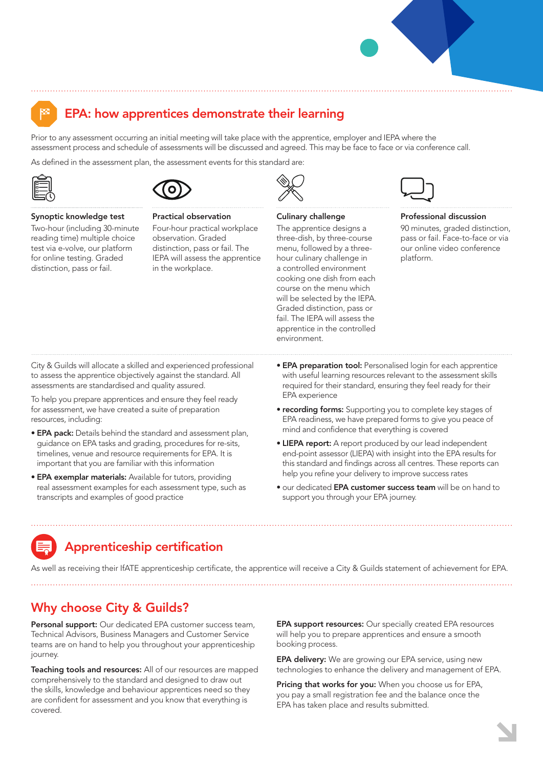## EPA: how apprentices demonstrate their learning

Prior to any assessment occurring an initial meeting will take place with the apprentice, employer and IEPA where the assessment process and schedule of assessments will be discussed and agreed. This may be face to face or via conference call.

As defined in the assessment plan, the assessment events for this standard are:

### Synoptic knowledge test

Two-hour (including 30-minute reading time) multiple choice test via e-volve, our platform for online testing. Graded distinction, pass or fail.

### Practical observation

Four-hour practical workplace observation. Graded distinction, pass or fail. The IEPA will assess the apprentice in the workplace.

### Culinary challenge

The apprentice designs a three-dish, by three-course menu, followed by a three-hour culinary challenge in a controlled environment cooking one dish from each course on the menu which will be selected by the IEPA. Graded distinction, pass or fail. The IEPA will assess the apprentice in the controlled environment.

### Professional discussion

90 minutes, graded distinction, pass or fail. Face-to-face or via our online video conference platform.

City & Guilds will allocate a skilled and experienced professional to assess the apprentice objectively against the standard. All assessments are standardised and quality assured.

To help you prepare apprentices and ensure they feel ready for assessment, we have created a suite of preparation resources, including:

- **EPA pack:** Details behind the standard and assessment plan, guidance on EPA tasks and grading, procedures for re-sits, timelines, venue and resource requirements for EPA. It is important that you are familiar with this information
- **EPA exemplar materials:** Available for tutors, providing real assessment examples for each assessment type, such as transcripts and examples of good practice
- **EPA preparation tool:** Personalised login for each apprentice with useful learning resources relevant to the assessment skills required for their standard, ensuring they feel ready for their EPA experience
- **recording forms:** Supporting you to complete key stages of EPA readiness, we have prepared forms to give you peace of mind and confidence that everything is covered
- **LIEPA report:** A report produced by our lead independent end-point assessor (LIEPA) with insight into the EPA results for this standard and findings across all centres. These reports can help you refine your delivery to improve success rates
- our dedicated **EPA customer success team** will be on hand to support you through your EPA journey.

## Apprenticeship certification

As well as receiving their IfATE apprenticeship certificate, the apprentice will receive a City & Guilds statement of achievement for EPA.

## Why choose City & Guilds?

**Personal support:** Our dedicated EPA customer success team, Technical Advisors, Business Managers and Customer Service teams are on hand to help you throughout your apprenticeship journey.

**Teaching tools and resources:** All of our resources are mapped comprehensively to the standard and designed to draw out the skills, knowledge and behaviour apprentices need so they are confident for assessment and you know that everything is covered.

**EPA support resources:** Our specially created EPA resources will help you to prepare apprentices and ensure a smooth booking process.

**EPA delivery:** We are growing our EPA service, using new technologies to enhance the delivery and management of EPA.

**Pricing that works for you:** When you choose us for EPA, you pay a small registration fee and the balance once the EPA has taken place and results submitted.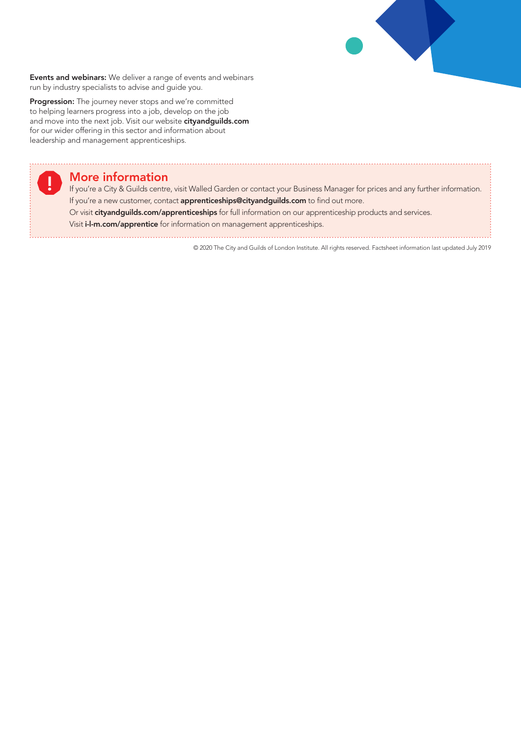**Events and webinars:** We deliver a range of events and webinars run by industry specialists to advise and guide you.

**Progression:** The journey never stops and we're committed to helping learners progress into a job, develop on the job and move into the next job. Visit our website **cityandguilds.com** for our wider offering in this sector and information about leadership and management apprenticeships.

## More information

If you're a City & Guilds centre, visit Walled Garden or contact your Business Manager for prices and any further information.

If you're a new customer, contact **apprenticeships@cityandguilds.com** to find out more.

Or visit **cityandguilds.com/apprenticeships** for full information on our apprenticeship products and services.

Visit **i-l-m.com/apprentice** for information on management apprenticeships.

© 2020 The City and Guilds of London Institute. All rights reserved. Factsheet information last updated July 2019